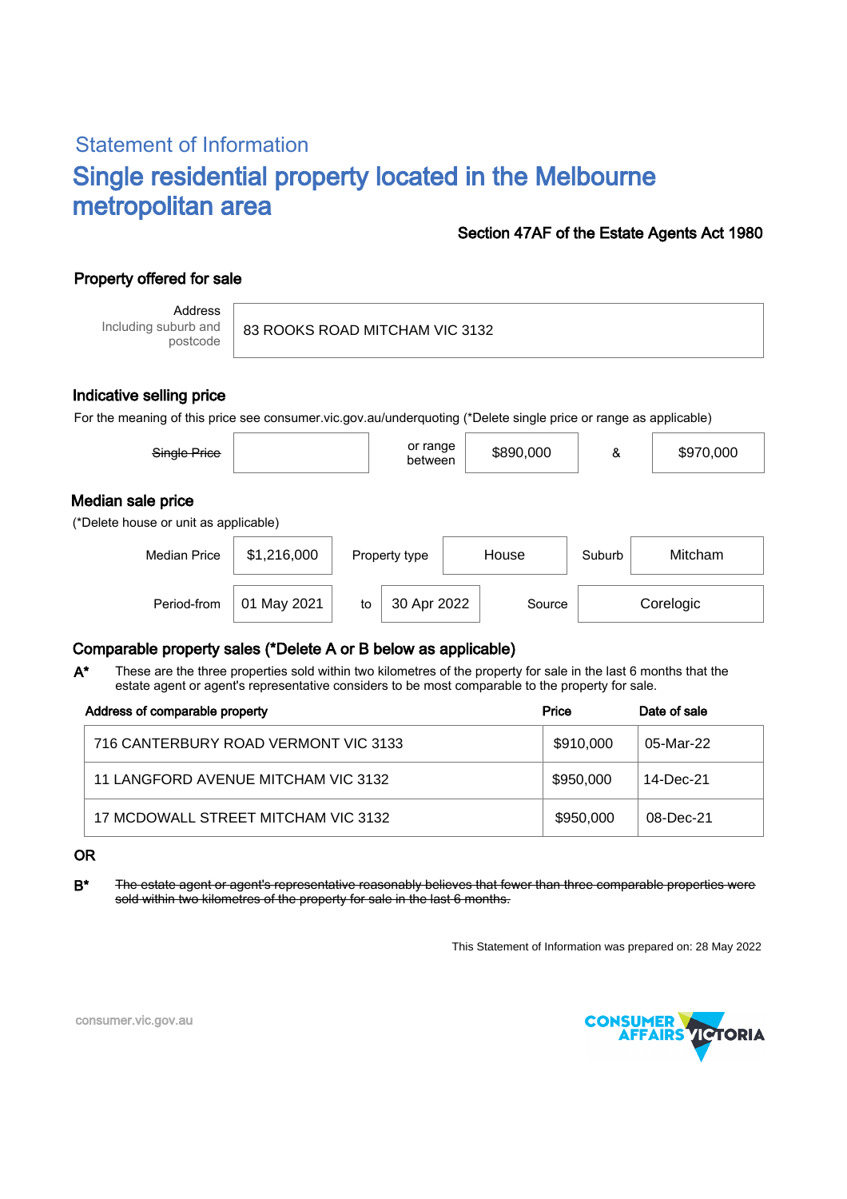## Statement of Information

# Single residential property located in the Melbourne metropolitan area

**Section 47AF of the Estate Agents Act 1980**

### Property offered for sale

| Address<br>Including suburb and postcode | 83 ROOKS ROAD MITCHAM VIC 3132 |
|---|---|

### Indicative selling price

For the meaning of this price see consumer.vic.gov.au/underquoting (*Delete single price or range as applicable)

| ~~Single Price~~ | | or range between | $890,000 | & | $970,000 |
|---|---|---|---|---|---|

### Median sale price

(*Delete house or unit as applicable)

| Median Price | $1,216,000 | Property type | House | Suburb | Mitcham |
|---|---|---|---|---|---|
| Period-from | 01 May 2021 | to | 30 Apr 2022 | Source | Corelogic |

### Comparable property sales (*Delete A or B below as applicable)

**A*** These are the three properties sold within two kilometres of the property for sale in the last 6 months that the estate agent or agent's representative considers to be most comparable to the property for sale.

| Address of comparable property | Price | Date of sale |
|---|---|---|
| 716 CANTERBURY ROAD VERMONT VIC 3133 | $910,000 | 05-Mar-22 |
| 11 LANGFORD AVENUE MITCHAM VIC 3132 | $950,000 | 14-Dec-21 |
| 17 MCDOWALL STREET MITCHAM VIC 3132 | $950,000 | 08-Dec-21 |

**OR**

**B*** ~~The estate agent or agent's representative reasonably believes that fewer than three comparable properties were sold within two kilometres of the property for sale in the last 6 months.~~

This Statement of Information was prepared on: 28 May 2022

consumer.vic.gov.au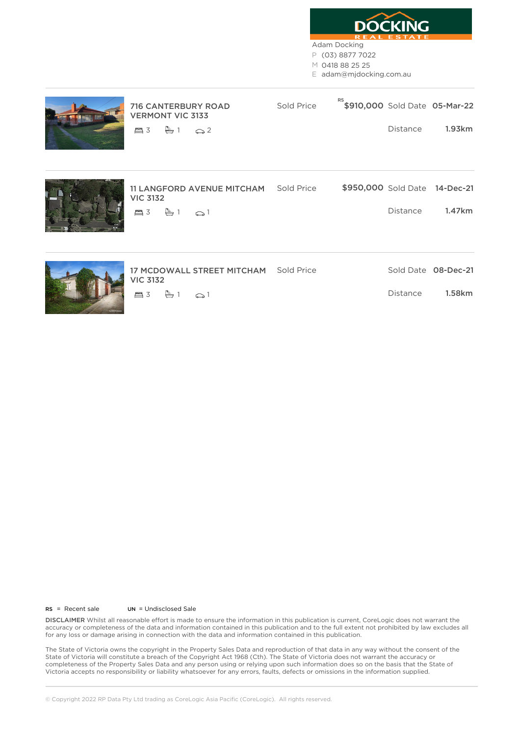Adam Docking
P (03) 8877 7022
M 0418 88 25 25
E adam@mjdocking.com.au

| | | | | |
|---|---|---|---|---|
| **716 CANTERBURY ROAD VERMONT VIC 3133** | Sold Price | RS $910,000 | Sold Date | 05-Mar-22 |
| 3 bed, 1 bath, 2 car | | | Distance | 1.93km |
| **11 LANGFORD AVENUE MITCHAM VIC 3132** | Sold Price | $950,000 | Sold Date | 14-Dec-21 |
| 3 bed, 1 bath, 1 car | | | Distance | 1.47km |
| **17 MCDOWALL STREET MITCHAM VIC 3132** | Sold Price | | Sold Date | 08-Dec-21 |
| 3 bed, 1 bath, 1 car | | | Distance | 1.58km |

**RS** = Recent sale    **UN** = Undisclosed Sale

**DISCLAIMER** Whilst all reasonable effort is made to ensure the information in this publication is current, CoreLogic does not warrant the accuracy or completeness of the data and information contained in this publication and to the full extent not prohibited by law excludes all for any loss or damage arising in connection with the data and information contained in this publication.

The State of Victoria owns the copyright in the Property Sales Data and reproduction of that data in any way without the consent of the State of Victoria will constitute a breach of the Copyright Act 1968 (Cth). The State of Victoria does not warrant the accuracy or completeness of the Property Sales Data and any person using or relying upon such information does so on the basis that the State of Victoria accepts no responsibility or liability whatsoever for any errors, faults, defects or omissions in the information supplied.

© Copyright 2022 RP Data Pty Ltd trading as CoreLogic Asia Pacific (CoreLogic). All rights reserved.